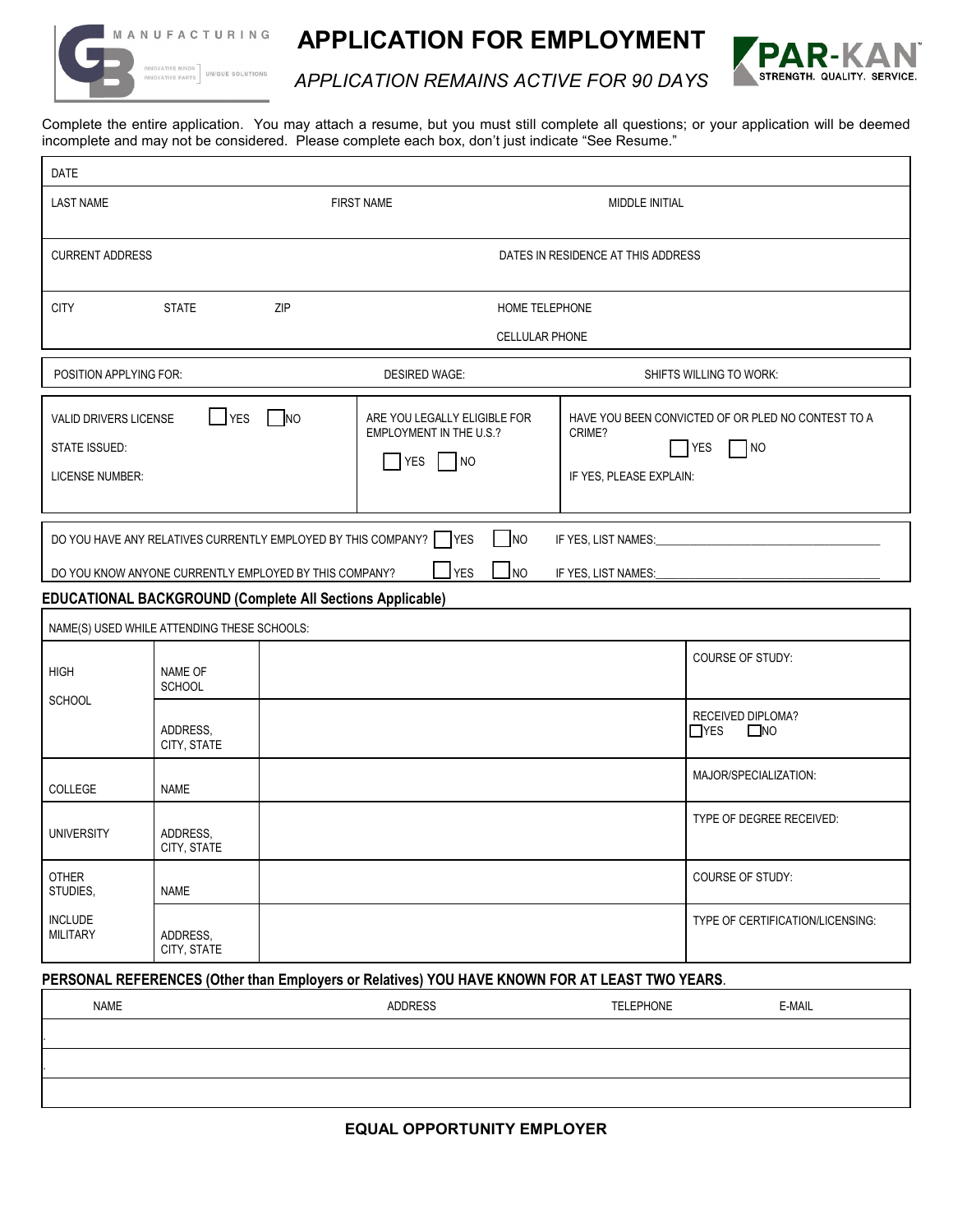GB MANUFACTURING — INNOVATIVE MINDS, INNOVATIVE PARTS | UNIQUE SOLUTIONS

# APPLICATION FOR EMPLOYMENT

*APPLICATION REMAINS ACTIVE FOR 90 DAYS*

PAR-KAN™ STRENGTH. QUALITY. SERVICE.

Complete the entire application. You may attach a resume, but you must still complete all questions; or your application will be deemed incomplete and may not be considered. Please complete each box, don't just indicate "See Resume."

| DATE | | |
|---|---|---|
| LAST NAME | FIRST NAME | MIDDLE INITIAL |
| CURRENT ADDRESS | | DATES IN RESIDENCE AT THIS ADDRESS |
| CITY STATE ZIP | | HOME TELEPHONE<br>CELLULAR PHONE |

| POSITION APPLYING FOR: | DESIRED WAGE: | SHIFTS WILLING TO WORK: |
|---|---|---|

| VALID DRIVERS LICENSE ☐ YES ☐ NO<br>STATE ISSUED:<br>LICENSE NUMBER: | ARE YOU LEGALLY ELIGIBLE FOR EMPLOYMENT IN THE U.S.?<br>☐ YES ☐ NO | HAVE YOU BEEN CONVICTED OF OR PLED NO CONTEST TO A CRIME?<br>☐ YES ☐ NO<br>IF YES, PLEASE EXPLAIN: |
|---|---|---|

DO YOU HAVE ANY RELATIVES CURRENTLY EMPLOYED BY THIS COMPANY? ☐ YES ☐ NO IF YES, LIST NAMES:___________________________

DO YOU KNOW ANYONE CURRENTLY EMPLOYED BY THIS COMPANY? ☐ YES ☐ NO IF YES, LIST NAMES:___________________________

## EDUCATIONAL BACKGROUND (Complete All Sections Applicable)

NAME(S) USED WHILE ATTENDING THESE SCHOOLS:

| | | | |
|---|---|---|---|
| HIGH SCHOOL | NAME OF SCHOOL | | COURSE OF STUDY: |
| | ADDRESS, CITY, STATE | | RECEIVED DIPLOMA? ☐ YES ☐ NO |
| COLLEGE | NAME | | MAJOR/SPECIALIZATION: |
| UNIVERSITY | ADDRESS, CITY, STATE | | TYPE OF DEGREE RECEIVED: |
| OTHER STUDIES, | NAME | | COURSE OF STUDY: |
| INCLUDE MILITARY | ADDRESS, CITY, STATE | | TYPE OF CERTIFICATION/LICENSING: |

## PERSONAL REFERENCES (Other than Employers or Relatives) YOU HAVE KNOWN FOR AT LEAST TWO YEARS.

| NAME | ADDRESS | TELEPHONE | E-MAIL |
|---|---|---|---|
| | | | |
| | | | |
| | | | |

**EQUAL OPPORTUNITY EMPLOYER**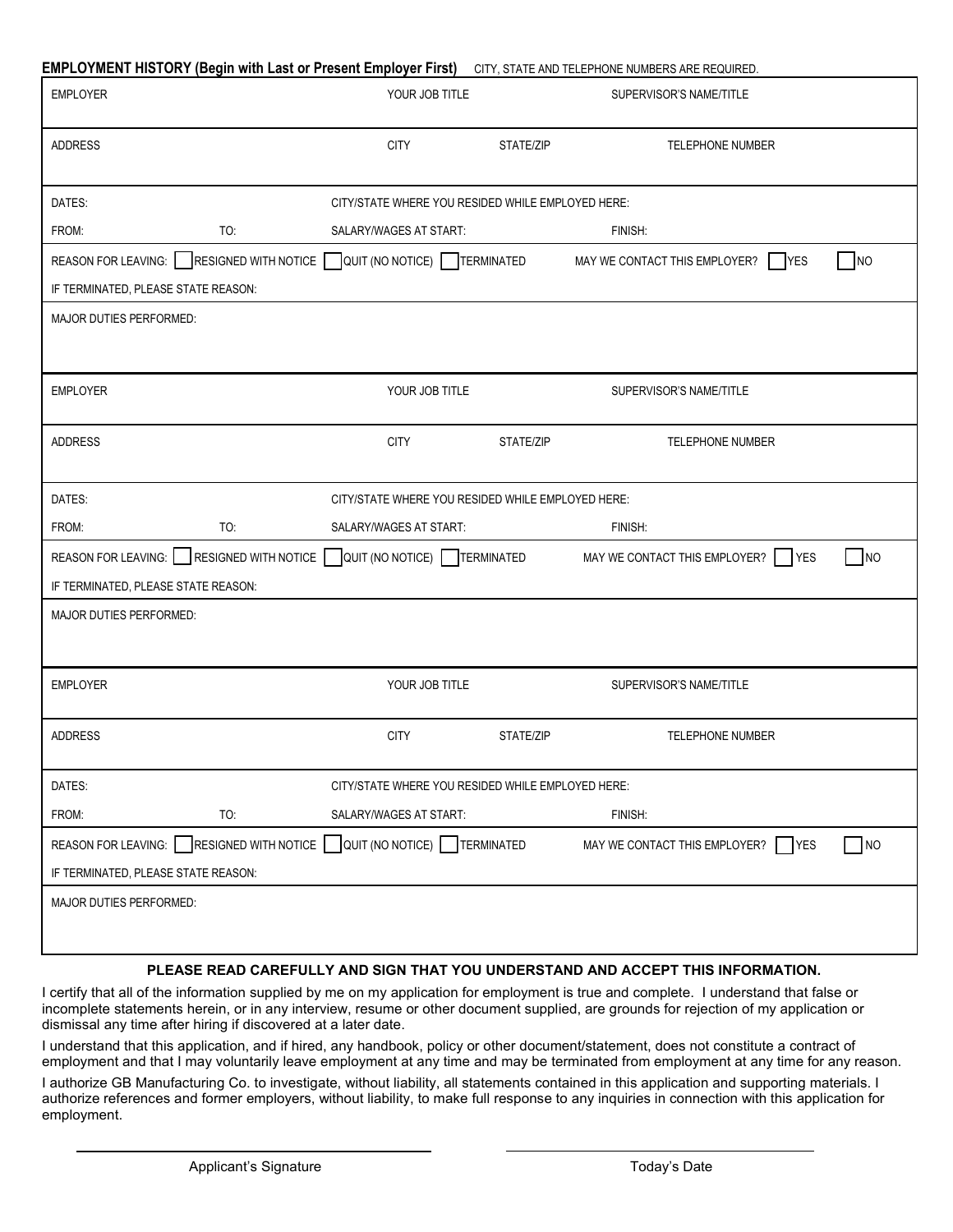**EMPLOYMENT HISTORY (Begin with Last or Present Employer First)** CITY, STATE AND TELEPHONE NUMBERS ARE REQUIRED.

| | | | | |
|---|---|---|---|---|
| EMPLOYER | | YOUR JOB TITLE | | SUPERVISOR'S NAME/TITLE |
| ADDRESS | | CITY | STATE/ZIP | TELEPHONE NUMBER |
| DATES: | | CITY/STATE WHERE YOU RESIDED WHILE EMPLOYED HERE: | | |
| FROM: | TO: | SALARY/WAGES AT START: | | FINISH: |
| REASON FOR LEAVING: ☐ RESIGNED WITH NOTICE ☐ QUIT (NO NOTICE) ☐ TERMINATED | | | | MAY WE CONTACT THIS EMPLOYER? ☐ YES ☐ NO |
| IF TERMINATED, PLEASE STATE REASON: | | | | |
| MAJOR DUTIES PERFORMED: | | | | |
| EMPLOYER | | YOUR JOB TITLE | | SUPERVISOR'S NAME/TITLE |
| ADDRESS | | CITY | STATE/ZIP | TELEPHONE NUMBER |
| DATES: | | CITY/STATE WHERE YOU RESIDED WHILE EMPLOYED HERE: | | |
| FROM: | TO: | SALARY/WAGES AT START: | | FINISH: |
| REASON FOR LEAVING: ☐ RESIGNED WITH NOTICE ☐ QUIT (NO NOTICE) ☐ TERMINATED | | | | MAY WE CONTACT THIS EMPLOYER? ☐ YES ☐ NO |
| IF TERMINATED, PLEASE STATE REASON: | | | | |
| MAJOR DUTIES PERFORMED: | | | | |
| EMPLOYER | | YOUR JOB TITLE | | SUPERVISOR'S NAME/TITLE |
| ADDRESS | | CITY | STATE/ZIP | TELEPHONE NUMBER |
| DATES: | | CITY/STATE WHERE YOU RESIDED WHILE EMPLOYED HERE: | | |
| FROM: | TO: | SALARY/WAGES AT START: | | FINISH: |
| REASON FOR LEAVING: ☐ RESIGNED WITH NOTICE ☐ QUIT (NO NOTICE) ☐ TERMINATED | | | | MAY WE CONTACT THIS EMPLOYER? ☐ YES ☐ NO |
| IF TERMINATED, PLEASE STATE REASON: | | | | |
| MAJOR DUTIES PERFORMED: | | | | |

**PLEASE READ CAREFULLY AND SIGN THAT YOU UNDERSTAND AND ACCEPT THIS INFORMATION.**

I certify that all of the information supplied by me on my application for employment is true and complete. I understand that false or incomplete statements herein, or in any interview, resume or other document supplied, are grounds for rejection of my application or dismissal any time after hiring if discovered at a later date.

I understand that this application, and if hired, any handbook, policy or other document/statement, does not constitute a contract of employment and that I may voluntarily leave employment at any time and may be terminated from employment at any time for any reason.

I authorize GB Manufacturing Co. to investigate, without liability, all statements contained in this application and supporting materials. I authorize references and former employers, without liability, to make full response to any inquiries in connection with this application for employment.

Applicant's Signature

Today's Date